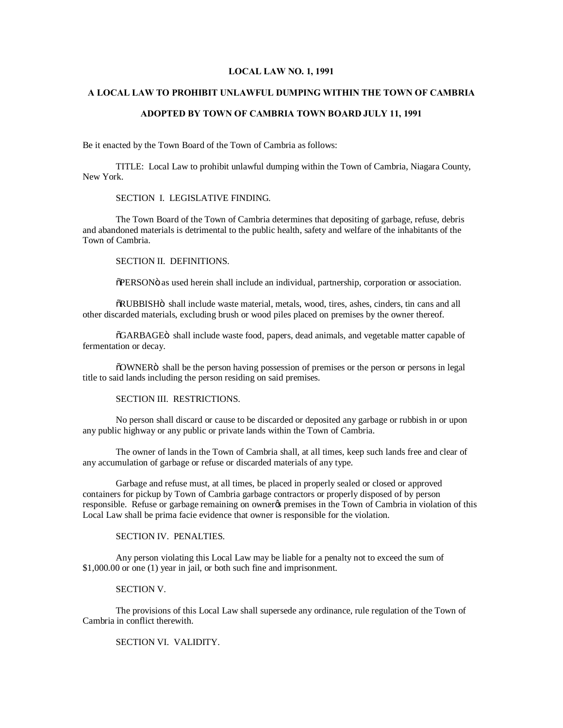**LOCAL LAW NO. 1, 1991**

**A LOCAL LAW TO PROHIBIT UNLAWFUL DUMPING WITHIN THE TOWN OF CAMBRIA**

**ADOPTED BY TOWN OF CAMBRIA TOWN BOARD JULY 11, 1991**

Be it enacted by the Town Board of the Town of Cambria as follows:

TITLE: Local Law to prohibit unlawful dumping within the Town of Cambria, Niagara County, New York.

SECTION I. LEGISLATIVE FINDING.

The Town Board of the Town of Cambria determines that depositing of garbage, refuse, debris and abandoned materials is detrimental to the public health, safety and welfare of the inhabitants of the Town of Cambria.

SECTION II. DEFINITIONS.

"PERSON" as used herein shall include an individual, partnership, corporation or association.

"RUBBISH" shall include waste material, metals, wood, tires, ashes, cinders, tin cans and all other discarded materials, excluding brush or wood piles placed on premises by the owner thereof.

"GARBAGE" shall include waste food, papers, dead animals, and vegetable matter capable of fermentation or decay.

"OWNER" shall be the person having possession of premises or the person or persons in legal title to said lands including the person residing on said premises.

SECTION III. RESTRICTIONS.

No person shall discard or cause to be discarded or deposited any garbage or rubbish in or upon any public highway or any public or private lands within the Town of Cambria.

The owner of lands in the Town of Cambria shall, at all times, keep such lands free and clear of any accumulation of garbage or refuse or discarded materials of any type.

Garbage and refuse must, at all times, be placed in properly sealed or closed or approved containers for pickup by Town of Cambria garbage contractors or properly disposed of by person responsible. Refuse or garbage remaining on owner's premises in the Town of Cambria in violation of this Local Law shall be prima facie evidence that owner is responsible for the violation.

SECTION IV. PENALTIES.

Any person violating this Local Law may be liable for a penalty not to exceed the sum of $1,000.00 or one (1) year in jail, or both such fine and imprisonment.

SECTION V.

The provisions of this Local Law shall supersede any ordinance, rule regulation of the Town of Cambria in conflict therewith.

SECTION VI. VALIDITY.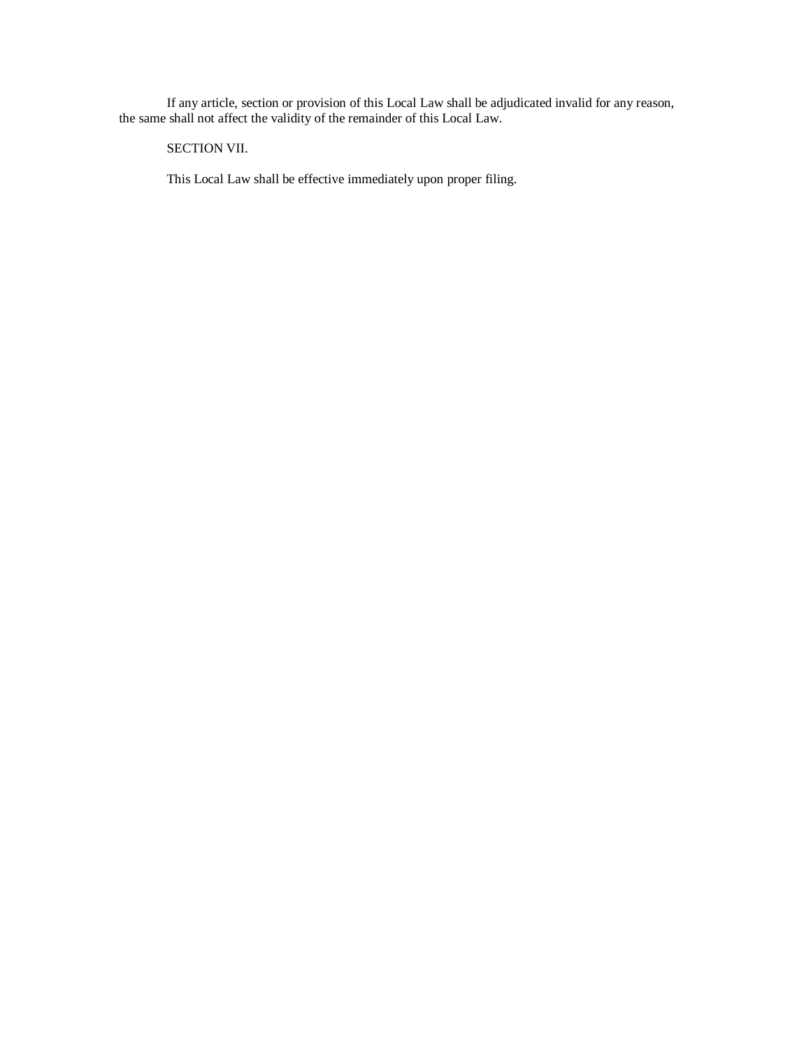If any article, section or provision of this Local Law shall be adjudicated invalid for any reason, the same shall not affect the validity of the remainder of this Local Law.

SECTION VII.

This Local Law shall be effective immediately upon proper filing.